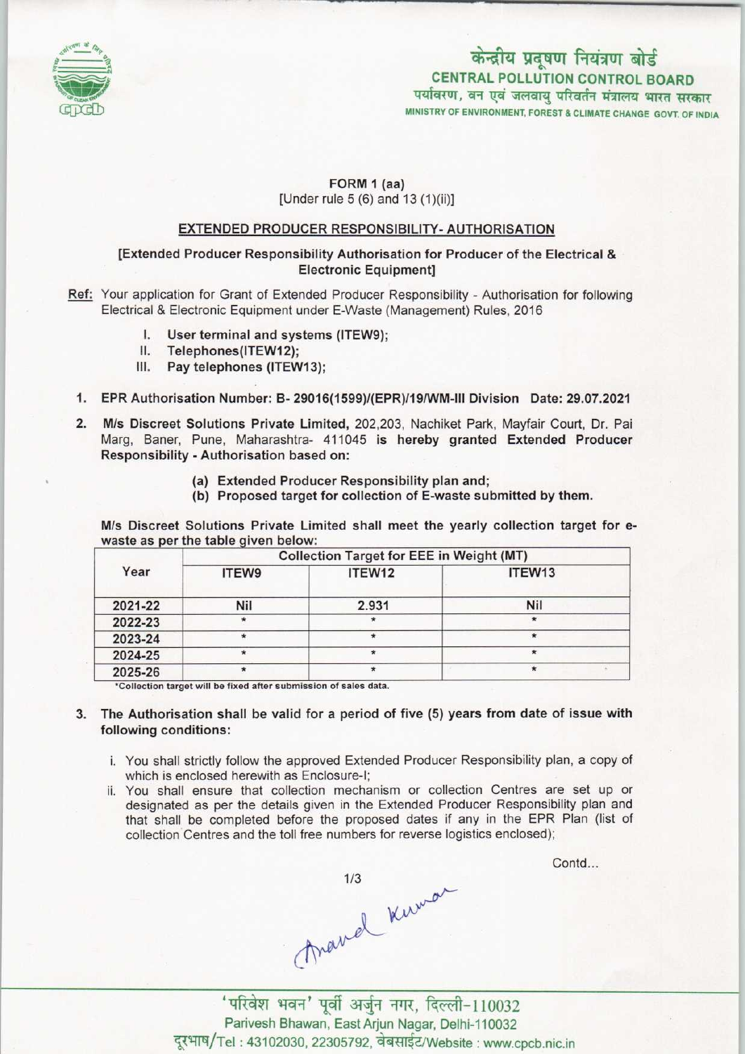केन्द्रीय प्रदूषण नियंत्रण बोर्ड
**CENTRAL POLLUTION CONTROL BOARD**
पर्यावरण, वन एवं जलवायु परिवर्तन मंत्रालय भारत सरकार
MINISTRY OF ENVIRONMENT, FOREST & CLIMATE CHANGE GOVT. OF INDIA

**FORM 1 (aa)**
[Under rule 5 (6) and 13 (1)(ii)]

**EXTENDED PRODUCER RESPONSIBILITY- AUTHORISATION**

**[Extended Producer Responsibility Authorisation for Producer of the Electrical & Electronic Equipment]**

Ref: Your application for Grant of Extended Producer Responsibility - Authorisation for following Electrical & Electronic Equipment under E-Waste (Management) Rules, 2016

I. **User terminal and systems (ITEW9);**
II. **Telephones(ITEW12);**
III. **Pay telephones (ITEW13);**

1. **EPR Authorisation Number: B- 29016(1599)/(EPR)/19/WM-III Division Date: 29.07.2021**

2. **M/s Discreet Solutions Private Limited,** 202,203, Nachiket Park, Mayfair Court, Dr. Pai Marg, Baner, Pune, Maharashtra- 411045 **is hereby granted Extended Producer Responsibility - Authorisation based on:**

   **(a) Extended Producer Responsibility plan and;**
   **(b) Proposed target for collection of E-waste submitted by them.**

M/s Discreet Solutions Private Limited shall meet the yearly collection target for e-waste as per the table given below:

| Year | Collection Target for EEE in Weight (MT) | | |
|---|---|---|---|
| | ITEW9 | ITEW12 | ITEW13 |
| 2021-22 | Nil | 2.931 | Nil |
| 2022-23 | * | * | * |
| 2023-24 | * | * | * |
| 2024-25 | * | * | * |
| 2025-26 | * | * | * |

*Collection target will be fixed after submission of sales data.

3. **The Authorisation shall be valid for a period of five (5) years from date of issue with following conditions:**

   i. You shall strictly follow the approved Extended Producer Responsibility plan, a copy of which is enclosed herewith as Enclosure-I;
   ii. You shall ensure that collection mechanism or collection Centres are set up or designated as per the details given in the Extended Producer Responsibility plan and that shall be completed before the proposed dates if any in the EPR Plan (list of collection Centres and the toll free numbers for reverse logistics enclosed);

Contd...

Anand Kumar

'परिवेश भवन' पूर्वी अर्जुन नगर, दिल्ली-110032
Parivesh Bhawan, East Arjun Nagar, Delhi-110032
दूरभाष/Tel : 43102030, 22305792, वेबसाईट/Website : www.cpcb.nic.in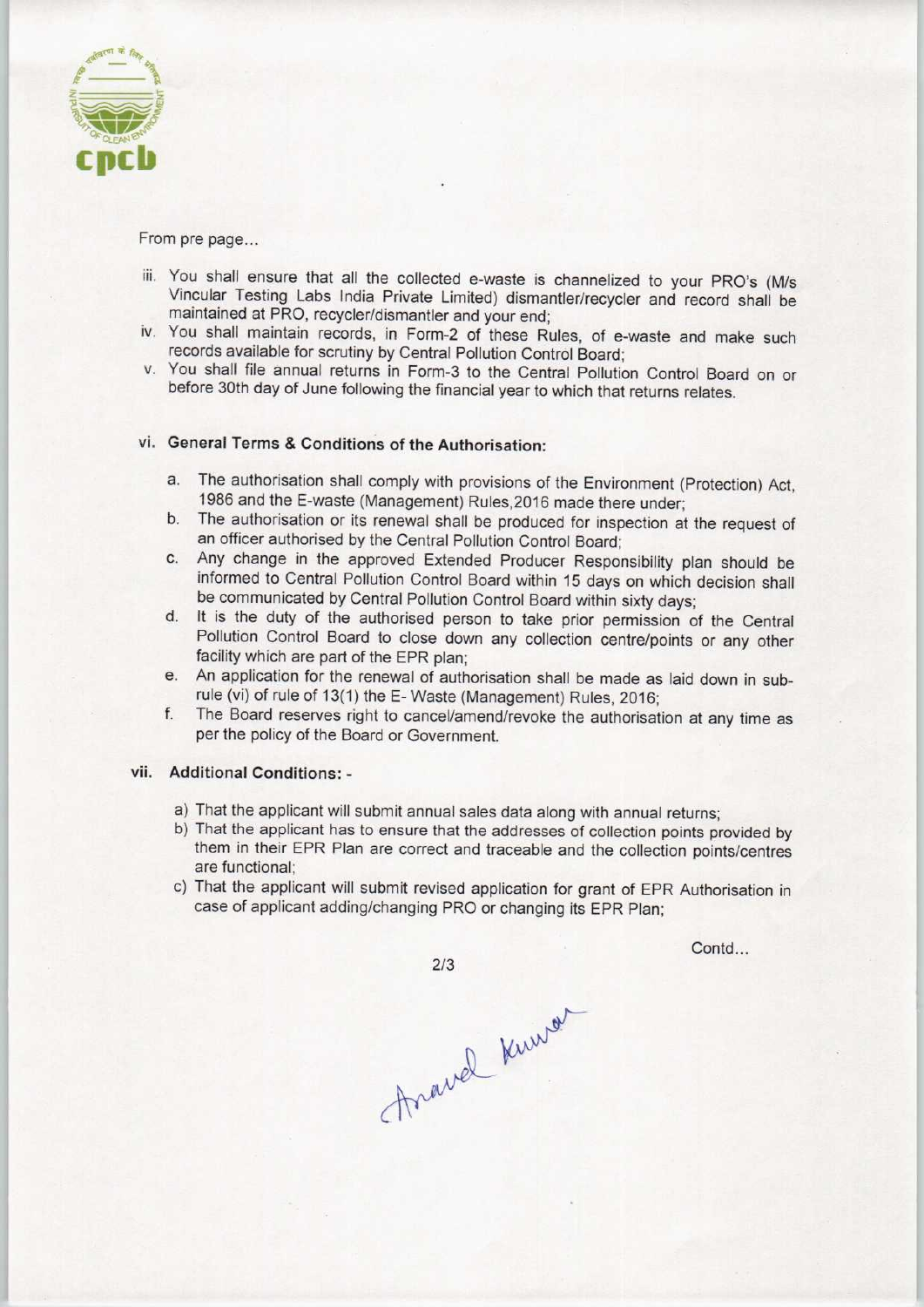From pre page...

iii. You shall ensure that all the collected e-waste is channelized to your PRO's (M/s Vincular Testing Labs India Private Limited) dismantler/recycler and record shall be maintained at PRO, recycler/dismantler and your end;
iv. You shall maintain records, in Form-2 of these Rules, of e-waste and make such records available for scrutiny by Central Pollution Control Board;
v. You shall file annual returns in Form-3 to the Central Pollution Control Board on or before 30th day of June following the financial year to which that returns relates.

vi. **General Terms & Conditions of the Authorisation:**

a. The authorisation shall comply with provisions of the Environment (Protection) Act, 1986 and the E-waste (Management) Rules,2016 made there under;
b. The authorisation or its renewal shall be produced for inspection at the request of an officer authorised by the Central Pollution Control Board;
c. Any change in the approved Extended Producer Responsibility plan should be informed to Central Pollution Control Board within 15 days on which decision shall be communicated by Central Pollution Control Board within sixty days;
d. It is the duty of the authorised person to take prior permission of the Central Pollution Control Board to close down any collection centre/points or any other facility which are part of the EPR plan;
e. An application for the renewal of authorisation shall be made as laid down in sub-rule (vi) of rule of 13(1) the E- Waste (Management) Rules, 2016;
f. The Board reserves right to cancel/amend/revoke the authorisation at any time as per the policy of the Board or Government.

vii. **Additional Conditions: -**

a) That the applicant will submit annual sales data along with annual returns;
b) That the applicant has to ensure that the addresses of collection points provided by them in their EPR Plan are correct and traceable and the collection points/centres are functional;
c) That the applicant will submit revised application for grant of EPR Authorisation in case of applicant adding/changing PRO or changing its EPR Plan;

Contd...

Anand Kumar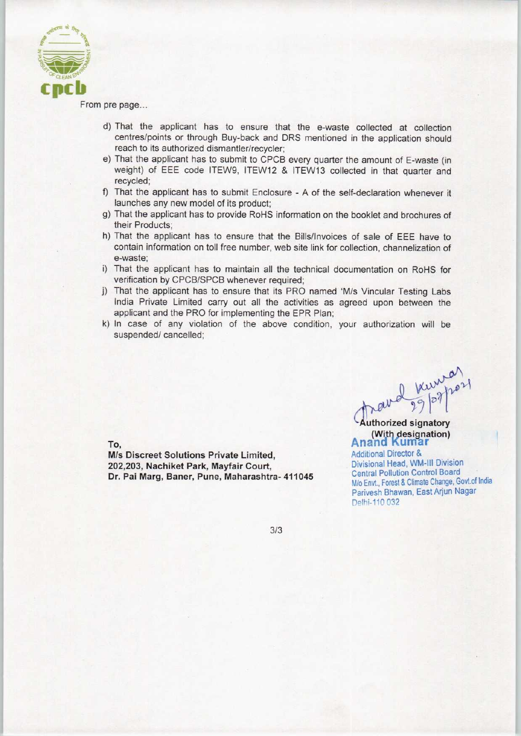From pre page...

d) That the applicant has to ensure that the e-waste collected at collection centres/points or through Buy-back and DRS mentioned in the application should reach to its authorized dismantler/recycler;
e) That the applicant has to submit to CPCB every quarter the amount of E-waste (in weight) of EEE code ITEW9, ITEW12 & ITEW13 collected in that quarter and recycled;
f) That the applicant has to submit Enclosure - A of the self-declaration whenever it launches any new model of its product;
g) That the applicant has to provide RoHS information on the booklet and brochures of their Products;
h) That the applicant has to ensure that the Bills/Invoices of sale of EEE have to contain information on toll free number, web site link for collection, channelization of e-waste;
i) That the applicant has to maintain all the technical documentation on RoHS for verification by CPCB/SPCB whenever required;
j) That the applicant has to ensure that its PRO named 'M/s Vincular Testing Labs India Private Limited carry out all the activities as agreed upon between the applicant and the PRO for implementing the EPR Plan;
k) In case of any violation of the above condition, your authorization will be suspended/ cancelled;

Anand Kumar 29/09/2021

**Authorized signatory**
**(With designation)**
**Anand Kumar**
Additional Director &
Divisional Head, WM-III Division
Central Pollution Control Board
M/o Envt., Forest & Climate Change, Govt.of India
Parivesh Bhawan, East Arjun Nagar
Delhi-110 032

To,
**M/s Discreet Solutions Private Limited,**
**202,203, Nachiket Park, Mayfair Court,**
**Dr. Pai Marg, Baner, Pune, Maharashtra- 411045**